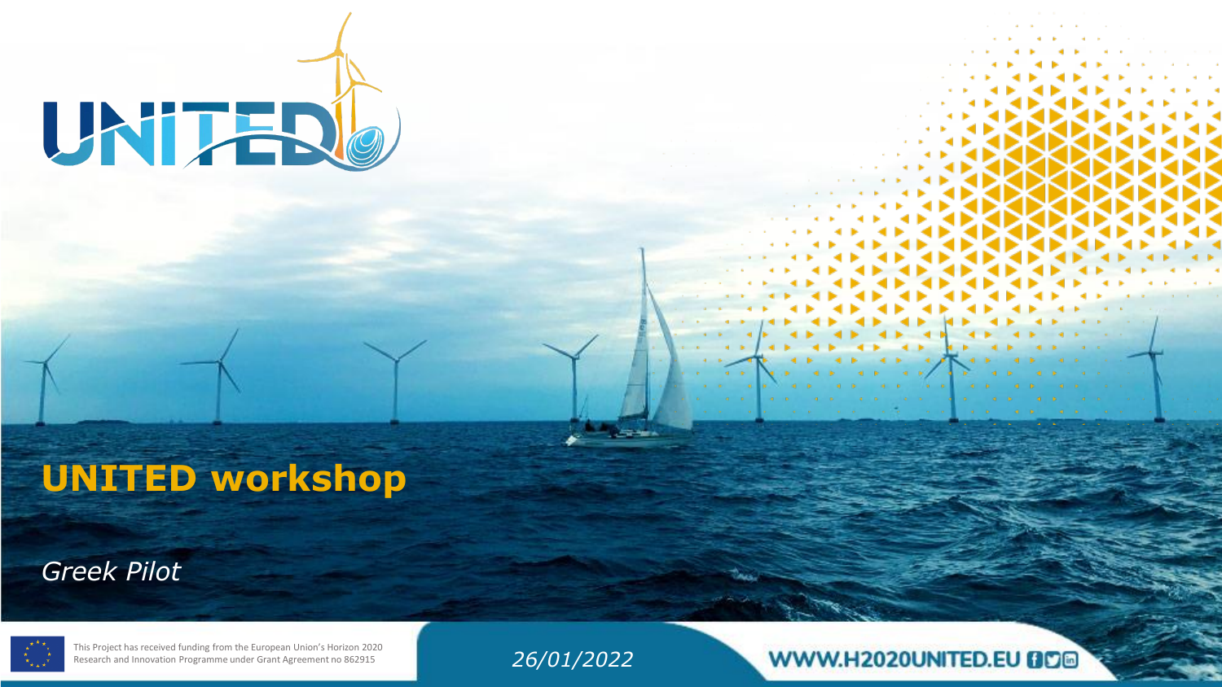# UNITED workshop

*Greek Pilot*

This Project has received funding from the European Union's Horizon 2020 Research and Innovation Programme under Grant Agreement no 862915

*26/01/2022*

WWW.H2020UNITED.EU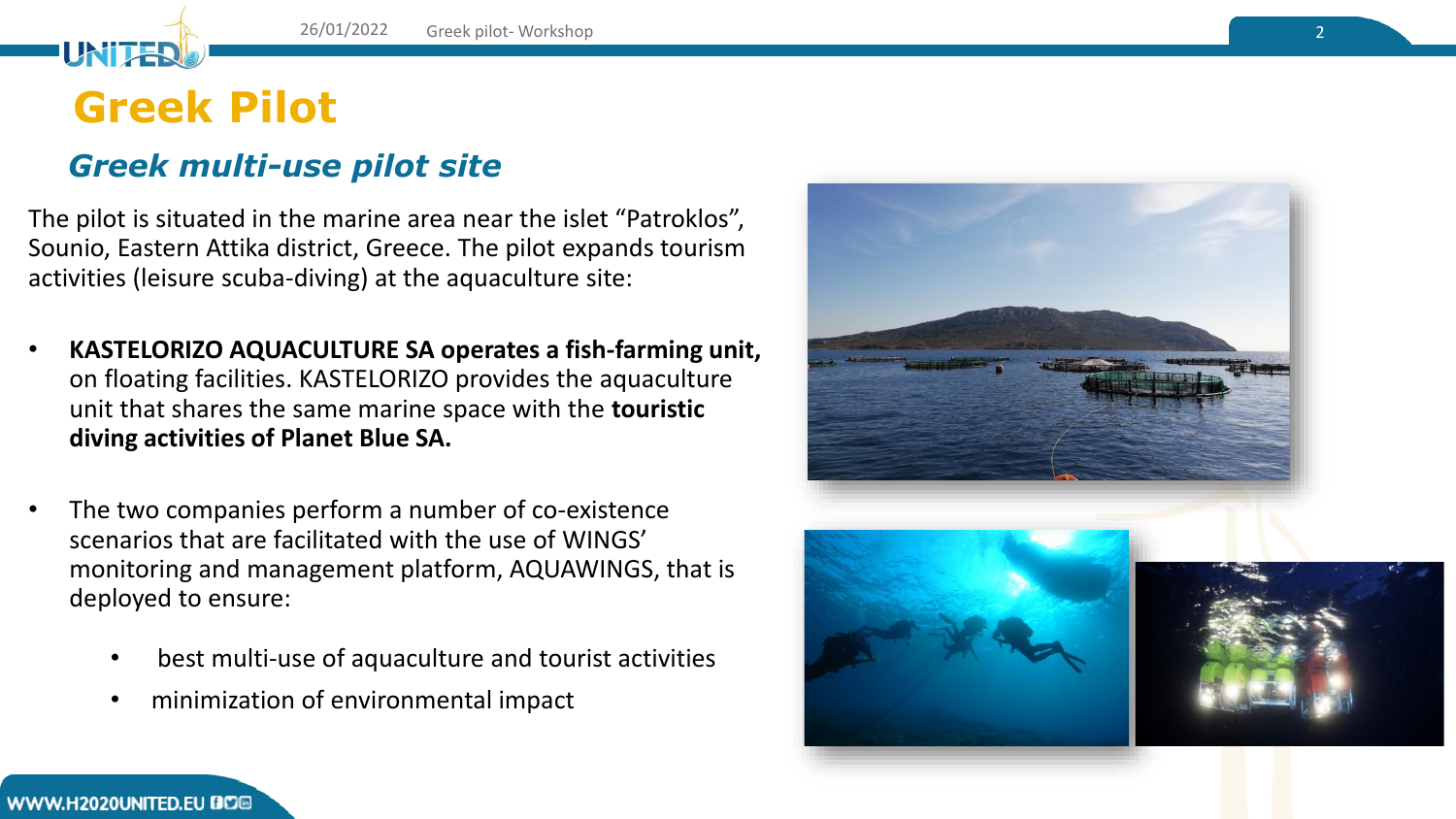# Greek Pilot

## *Greek multi-use pilot site*

The pilot is situated in the marine area near the islet "Patroklos", Sounio, Eastern Attika district, Greece. The pilot expands tourism activities (leisure scuba-diving) at the aquaculture site:

- **KASTELORIZO AQUACULTURE SA operates a fish-farming unit,** on floating facilities. KASTELORIZO provides the aquaculture unit that shares the same marine space with the **touristic diving activities of Planet Blue SA.**
- The two companies perform a number of co-existence scenarios that are facilitated with the use of WINGS' monitoring and management platform, AQUAWINGS, that is deployed to ensure:
  - best multi-use of aquaculture and tourist activities
  - minimization of environmental impact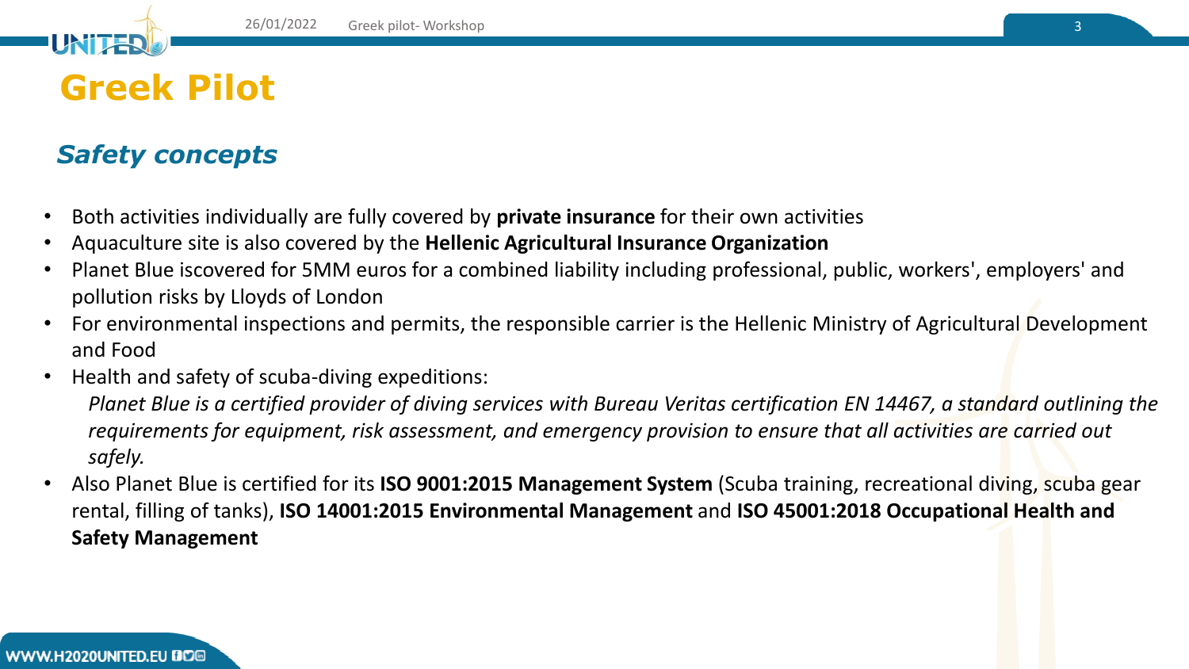# Greek Pilot

## *Safety concepts*

- Both activities individually are fully covered by **private insurance** for their own activities
- Aquaculture site is also covered by the **Hellenic Agricultural Insurance Organization**
- Planet Blue iscovered for 5MM euros for a combined liability including professional, public, workers', employers' and pollution risks by Lloyds of London
- For environmental inspections and permits, the responsible carrier is the Hellenic Ministry of Agricultural Development and Food
- Health and safety of scuba-diving expeditions:

  *Planet Blue is a certified provider of diving services with Bureau Veritas certification EN 14467, a standard outlining the requirements for equipment, risk assessment, and emergency provision to ensure that all activities are carried out safely.*
- Also Planet Blue is certified for its **ISO 9001:2015 Management System** (Scuba training, recreational diving, scuba gear rental, filling of tanks), **ISO 14001:2015 Environmental Management** and **ISO 45001:2018 Occupational Health and Safety Management**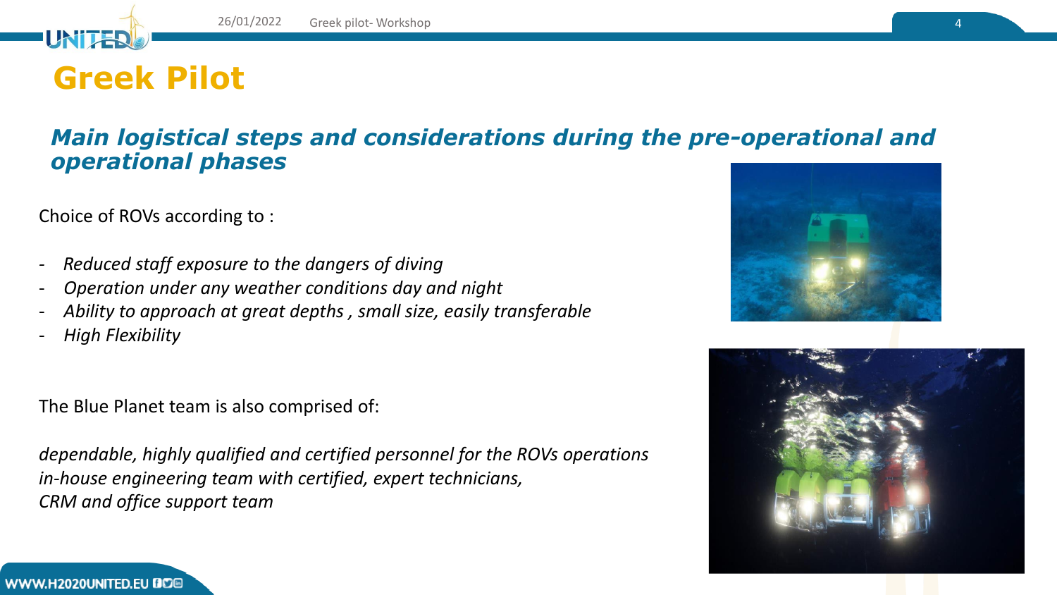# Greek Pilot

## *Main logistical steps and considerations during the pre-operational and operational phases*

Choice of ROVs according to :

- *Reduced staff exposure to the dangers of diving*
- *Operation under any weather conditions day and night*
- *Ability to approach at great depths , small size, easily transferable*
- *High Flexibility*

The Blue Planet team is also comprised of:

*dependable, highly qualified and certified personnel for the ROVs operations*
*in-house engineering team with certified, expert technicians,*
*CRM and office support team*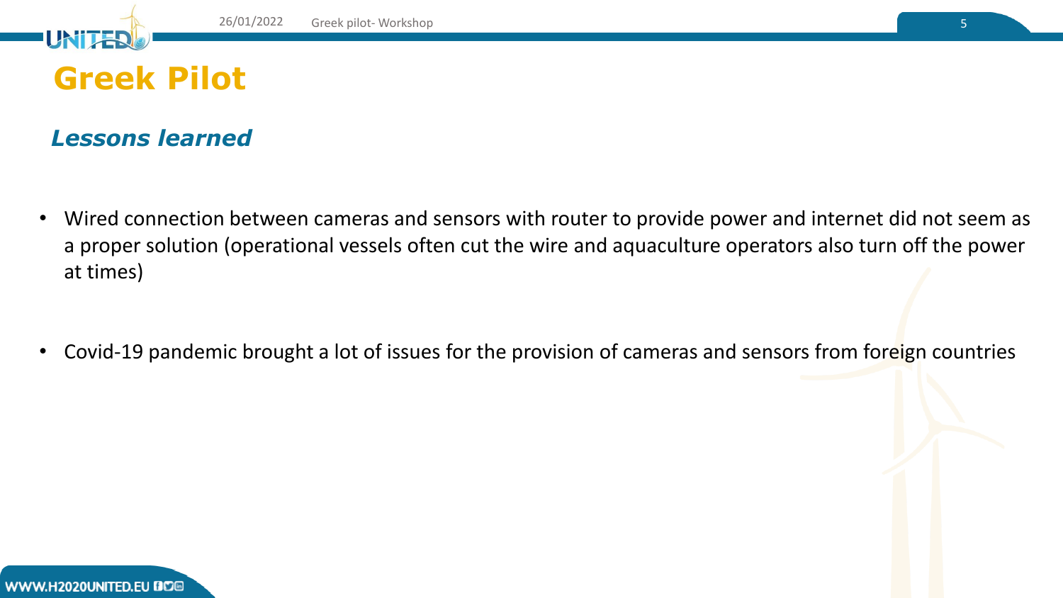# Greek Pilot

## *Lessons learned*

- Wired connection between cameras and sensors with router to provide power and internet did not seem as a proper solution (operational vessels often cut the wire and aquaculture operators also turn off the power at times)

- Covid-19 pandemic brought a lot of issues for the provision of cameras and sensors from foreign countries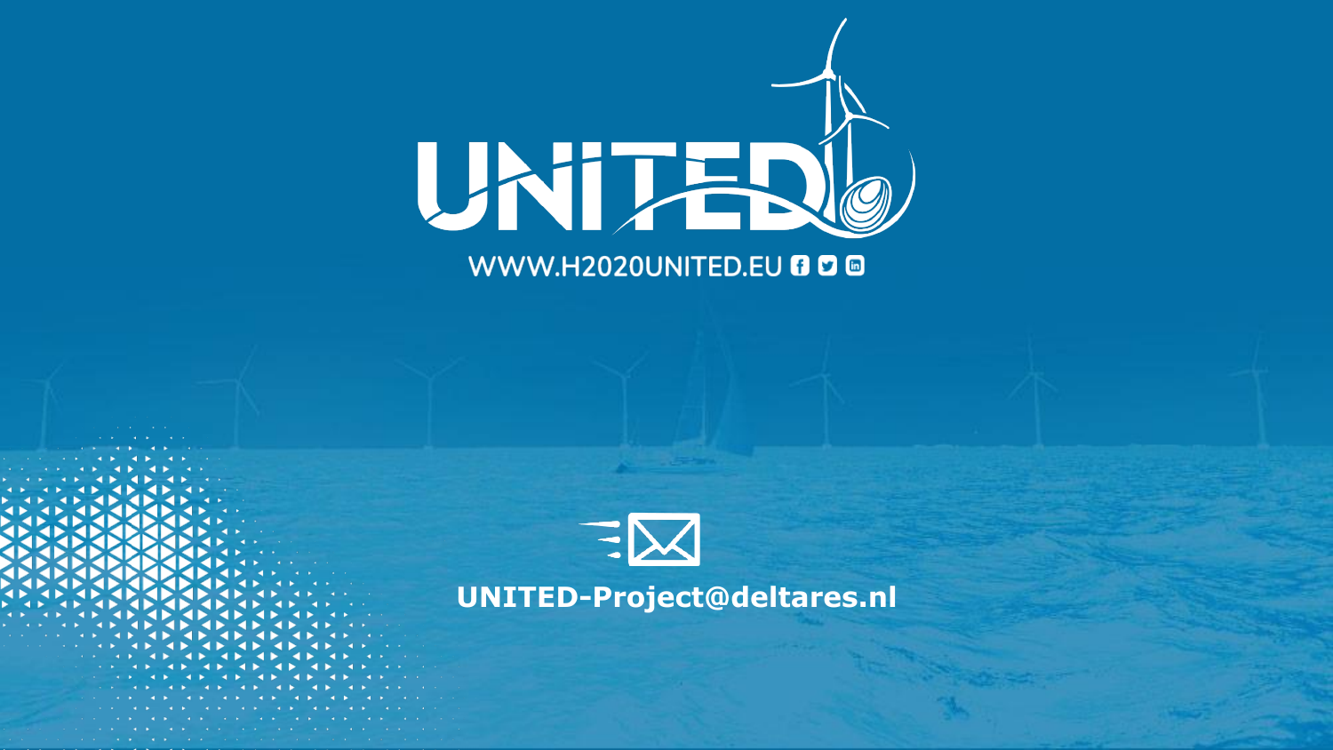UNITED

WWW.H2020UNITED.EU

UNITED-Project@deltares.nl